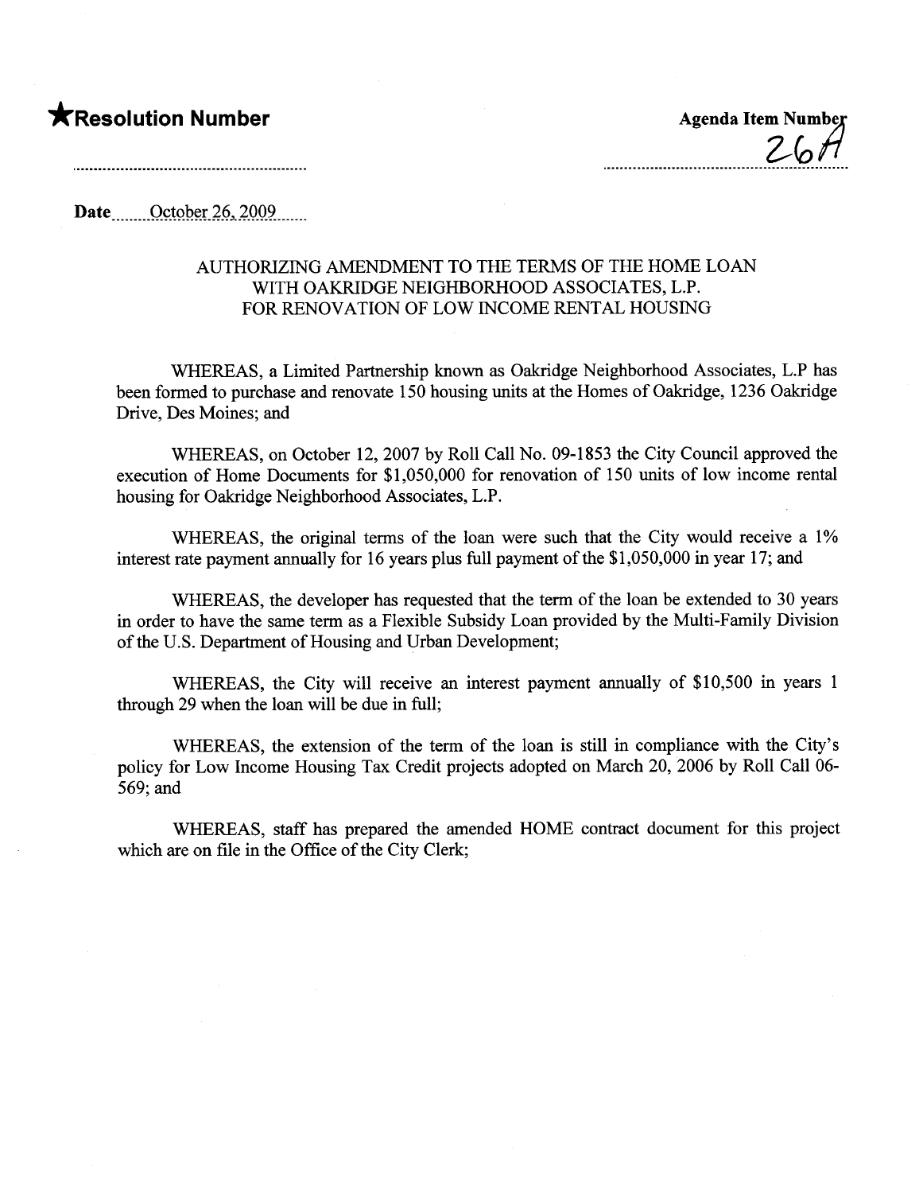★**Resolution Number** 

**Agenda Item Number** 26A

**Date** October 26, 2009

AUTHORIZING AMENDMENT TO THE TERMS OF THE HOME LOAN WITH OAKRIDGE NEIGHBORHOOD ASSOCIATES, L.P. FOR RENOVATION OF LOW INCOME RENTAL HOUSING

WHEREAS, a Limited Partnership known as Oakridge Neighborhood Associates, L.P has been formed to purchase and renovate 150 housing units at the Homes of Oakridge, 1236 Oakridge Drive, Des Moines; and

WHEREAS, on October 12, 2007 by Roll Call No. 09-1853 the City Council approved the execution of Home Documents for $1,050,000 for renovation of 150 units of low income rental housing for Oakridge Neighborhood Associates, L.P.

WHEREAS, the original terms of the loan were such that the City would receive a 1% interest rate payment annually for 16 years plus full payment of the $1,050,000 in year 17; and

WHEREAS, the developer has requested that the term of the loan be extended to 30 years in order to have the same term as a Flexible Subsidy Loan provided by the Multi-Family Division of the U.S. Department of Housing and Urban Development;

WHEREAS, the City will receive an interest payment annually of $10,500 in years 1 through 29 when the loan will be due in full;

WHEREAS, the extension of the term of the loan is still in compliance with the City's policy for Low Income Housing Tax Credit projects adopted on March 20, 2006 by Roll Call 06-569; and

WHEREAS, staff has prepared the amended HOME contract document for this project which are on file in the Office of the City Clerk;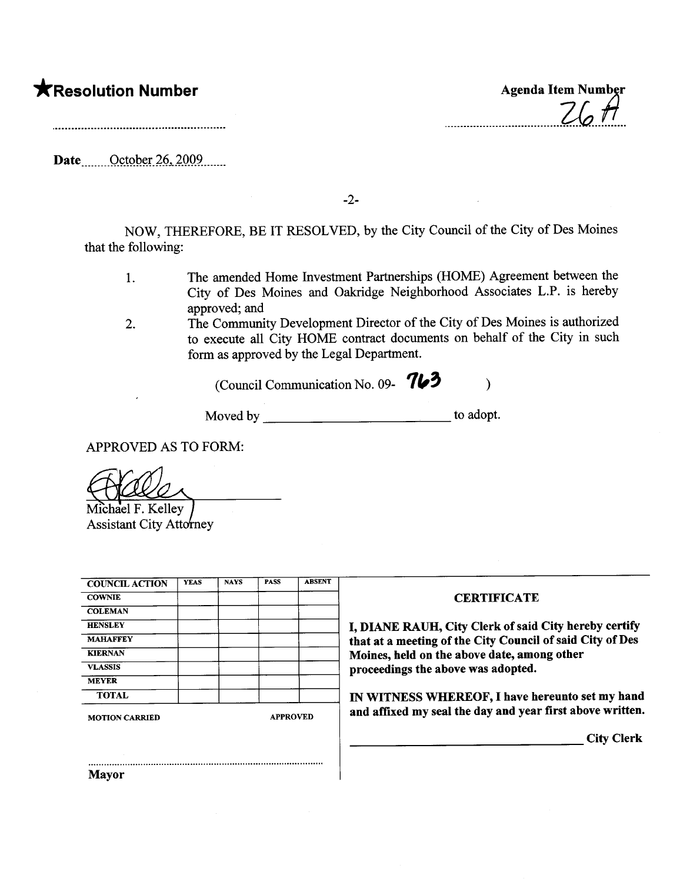**★Resolution Number**

**Agenda Item Number**
26 A

Date October 26, 2009

-2-

NOW, THEREFORE, BE IT RESOLVED, by the City Council of the City of Des Moines that the following:

1. The amended Home Investment Partnerships (HOME) Agreement between the City of Des Moines and Oakridge Neighborhood Associates L.P. is hereby approved; and
2. The Community Development Director of the City of Des Moines is authorized to execute all City HOME contract documents on behalf of the City in such form as approved by the Legal Department.

(Council Communication No. 09- 763 )

Moved by ____________________ to adopt.

APPROVED AS TO FORM:

Michael F. Kelley
Assistant City Attorney

| COUNCIL ACTION | YEAS | NAYS | PASS | ABSENT |
|---|---|---|---|---|
| COWNIE | | | | |
| COLEMAN | | | | |
| HENSLEY | | | | |
| MAHAFFEY | | | | |
| KIERNAN | | | | |
| VLASSIS | | | | |
| MEYER | | | | |
| TOTAL | | | | |

MOTION CARRIED APPROVED

Mayor

**CERTIFICATE**

**I, DIANE RAUH, City Clerk of said City hereby certify that at a meeting of the City Council of said City of Des Moines, held on the above date, among other proceedings the above was adopted.**

**IN WITNESS WHEREOF, I have hereunto set my hand and affixed my seal the day and year first above written.**

____________________ **City Clerk**